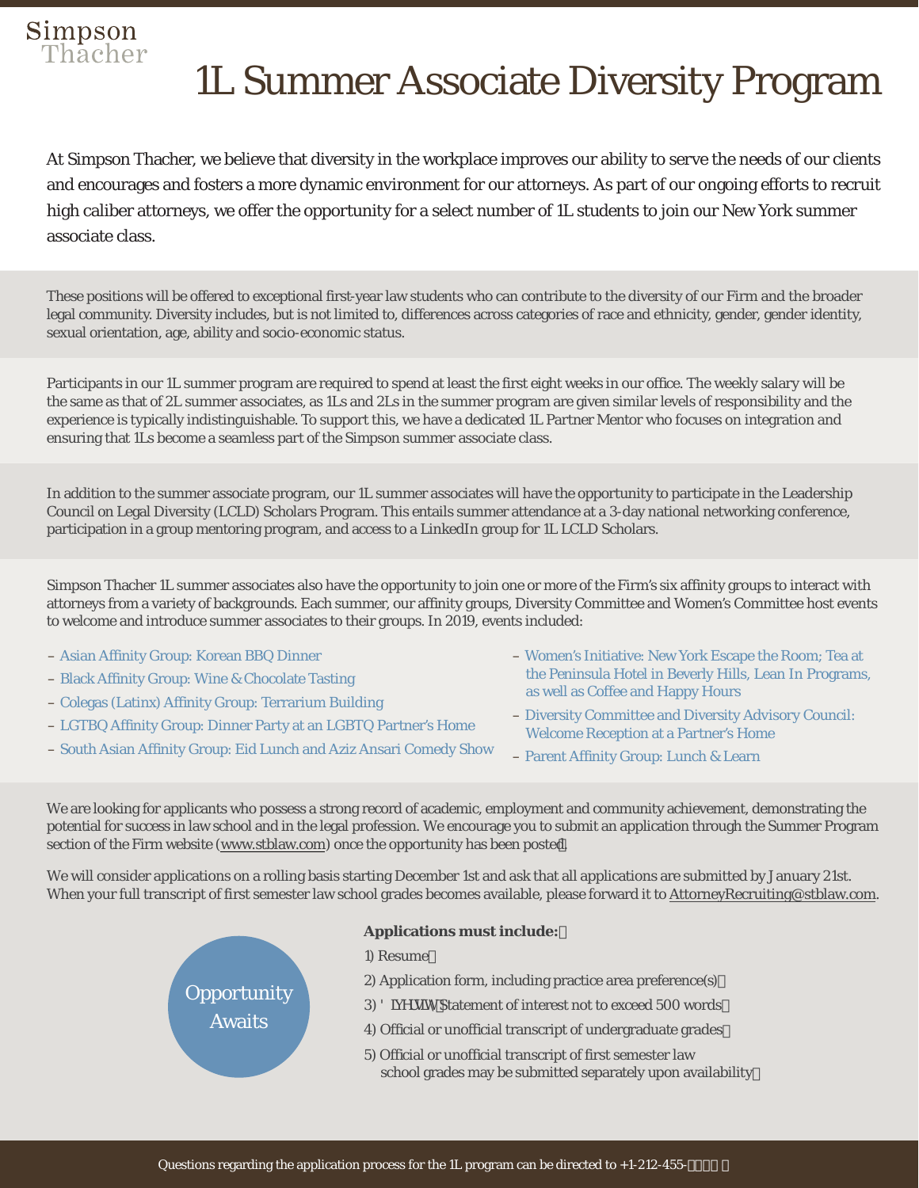Simpson Thacher

# 1L Summer Associate Diversity Program

At Simpson Thacher, we believe that diversity in the workplace improves our ability to serve the needs of our clients and encourages and fosters a more dynamic environment for our attorneys. As part of our ongoing efforts to recruit high caliber attorneys, we offer the opportunity for a select number of 1L students to join our New York summer associate class.

These positions will be offered to exceptional first-year law students who can contribute to the diversity of our Firm and the broader legal community. Diversity includes, but is not limited to, differences across categories of race and ethnicity, gender, gender identity, sexual orientation, age, ability and socio-economic status.

Participants in our 1L summer program are required to spend at least the first eight weeks in our office. The weekly salary will be the same as that of 2L summer associates, as 1Ls and 2Ls in the summer program are given similar levels of responsibility and the experience is typically indistinguishable. To support this, we have a dedicated 1L Partner Mentor who focuses on integration and ensuring that 1Ls become a seamless part of the Simpson summer associate class.

In addition to the summer associate program, our 1L summer associates will have the opportunity to participate in the Leadership Council on Legal Diversity (LCLD) Scholars Program. This entails summer attendance at a 3-day national networking conference, participation in a group mentoring program, and access to a LinkedIn group for 1L LCLD Scholars.

Simpson Thacher 1L summer associates also have the opportunity to join one or more of the Firm's six affinity groups to interact with attorneys from a variety of backgrounds. Each summer, our affinity groups, Diversity Committee and Women's Committee host events to welcome and introduce summer associates to their groups. In 2019, events included:

- Asian Affinity Group: Korean BBQ Dinner
- Black Affinity Group: Wine & Chocolate Tasting
- Colegas (Latinx) Affinity Group: Terrarium Building
- LGTBQ Affinity Group: Dinner Party at an LGBTQ Partner's Home
- South Asian Affinity Group: Eid Lunch and Aziz Ansari Comedy Show
- Women's Initiative: New York Escape the Room; Tea at the Peninsula Hotel in Beverly Hills, Lean In Programs, as well as Coffee and Happy Hours
- Diversity Committee and Diversity Advisory Council: Welcome Reception at a Partner's Home
- Parent Affinity Group: Lunch & Learn

We are looking for applicants who possess a strong record of academic, employment and community achievement, demonstrating the potential for success in law school and in the legal profession. We encourage you to submit an application through the Summer Program section of the Firm website (www.stblaw.com) once the opportunity has been posted.

We will consider applications on a rolling basis starting December 1st and ask that all applications are submitted by January 21st. When your full transcript of first semester law school grades becomes available, please forward it to AttorneyRecruiting@stblaw.com.

Opportunity Awaits

**Applications must include:**

1) Resume
2) Application form, including practice area preference(s)
3) Diversity Statement of interest not to exceed 500 words
4) Official or unofficial transcript of undergraduate grades
5) Official or unofficial transcript of first semester law school grades may be submitted separately upon availability

Questions regarding the application process for the 1L program can be directed to +1-212-455-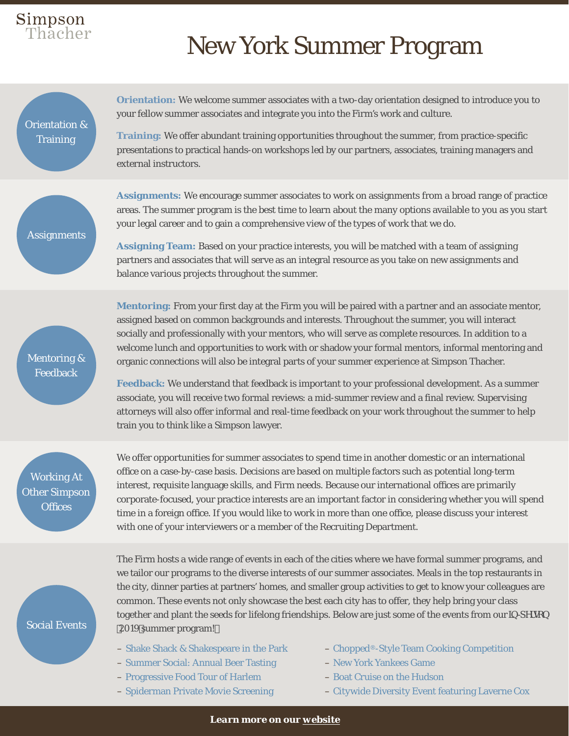Simpson Thacher

# New York Summer Program

## Orientation & Training

**Orientation:** We welcome summer associates with a two-day orientation designed to introduce you to your fellow summer associates and integrate you into the Firm's work and culture.

**Training:** We offer abundant training opportunities throughout the summer, from practice-specific presentations to practical hands-on workshops led by our partners, associates, training managers and external instructors.

## Assignments

**Assignments:** We encourage summer associates to work on assignments from a broad range of practice areas. The summer program is the best time to learn about the many options available to you as you start your legal career and to gain a comprehensive view of the types of work that we do.

**Assigning Team:** Based on your practice interests, you will be matched with a team of assigning partners and associates that will serve as an integral resource as you take on new assignments and balance various projects throughout the summer.

## Mentoring & Feedback

**Mentoring:** From your first day at the Firm you will be paired with a partner and an associate mentor, assigned based on common backgrounds and interests. Throughout the summer, you will interact socially and professionally with your mentors, who will serve as complete resources. In addition to a welcome lunch and opportunities to work with or shadow your formal mentors, informal mentoring and organic connections will also be integral parts of your summer experience at Simpson Thacher.

**Feedback:** We understand that feedback is important to your professional development. As a summer associate, you will receive two formal reviews: a mid-summer review and a final review. Supervising attorneys will also offer informal and real-time feedback on your work throughout the summer to help train you to think like a Simpson lawyer.

## Working At Other Simpson Offices

We offer opportunities for summer associates to spend time in another domestic or an international office on a case-by-case basis. Decisions are based on multiple factors such as potential long-term interest, requisite language skills, and Firm needs. Because our international offices are primarily corporate-focused, your practice interests are an important factor in considering whether you will spend time in a foreign office. If you would like to work in more than one office, please discuss your interest with one of your interviewers or a member of the Recruiting Department.

## Social Events

The Firm hosts a wide range of events in each of the cities where we have formal summer programs, and we tailor our programs to the diverse interests of our summer associates. Meals in the top restaurants in the city, dinner parties at partners' homes, and smaller group activities to get to know your colleagues are common. These events not only showcase the best each city has to offer, they help bring your class together and plant the seeds for lifelong friendships. Below are just some of the events from our IQ-SHVWRQ 2019 summer program!

- Shake Shack & Shakespeare in the Park
- Summer Social: Annual Beer Tasting
- Progressive Food Tour of Harlem
- Spiderman Private Movie Screening
- Chopped®-Style Team Cooking Competition
- New York Yankees Game
- Boat Cruise on the Hudson
- Citywide Diversity Event featuring Laverne Cox

**Learn more on our website**